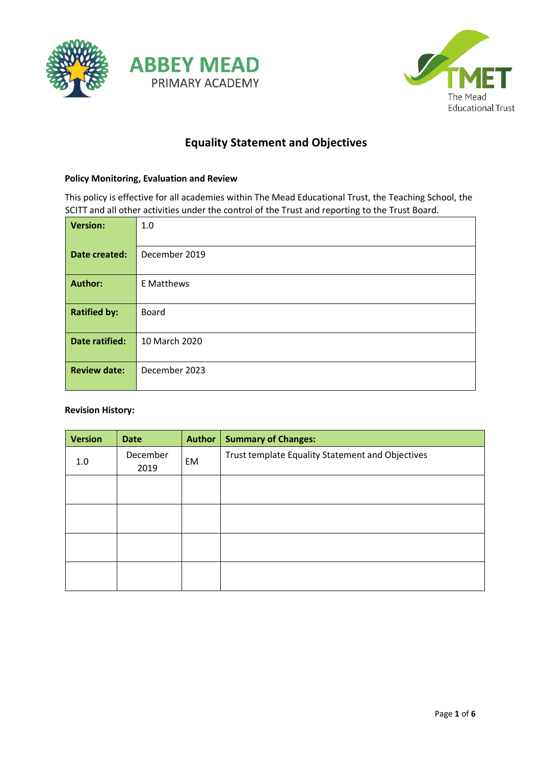ABBEY MEAD
PRIMARY ACADEMY

TMET
The Mead Educational Trust

# Equality Statement and Objectives

**Policy Monitoring, Evaluation and Review**

This policy is effective for all academies within The Mead Educational Trust, the Teaching School, the SCITT and all other activities under the control of the Trust and reporting to the Trust Board.

| | |
|---|---|
| **Version:** | 1.0 |
| **Date created:** | December 2019 |
| **Author:** | E Matthews |
| **Ratified by:** | Board |
| **Date ratified:** | 10 March 2020 |
| **Review date:** | December 2023 |

**Revision History:**

| Version | Date | Author | Summary of Changes: |
|---|---|---|---|
| 1.0 | December 2019 | EM | Trust template Equality Statement and Objectives |
| | | | |
| | | | |
| | | | |
| | | | |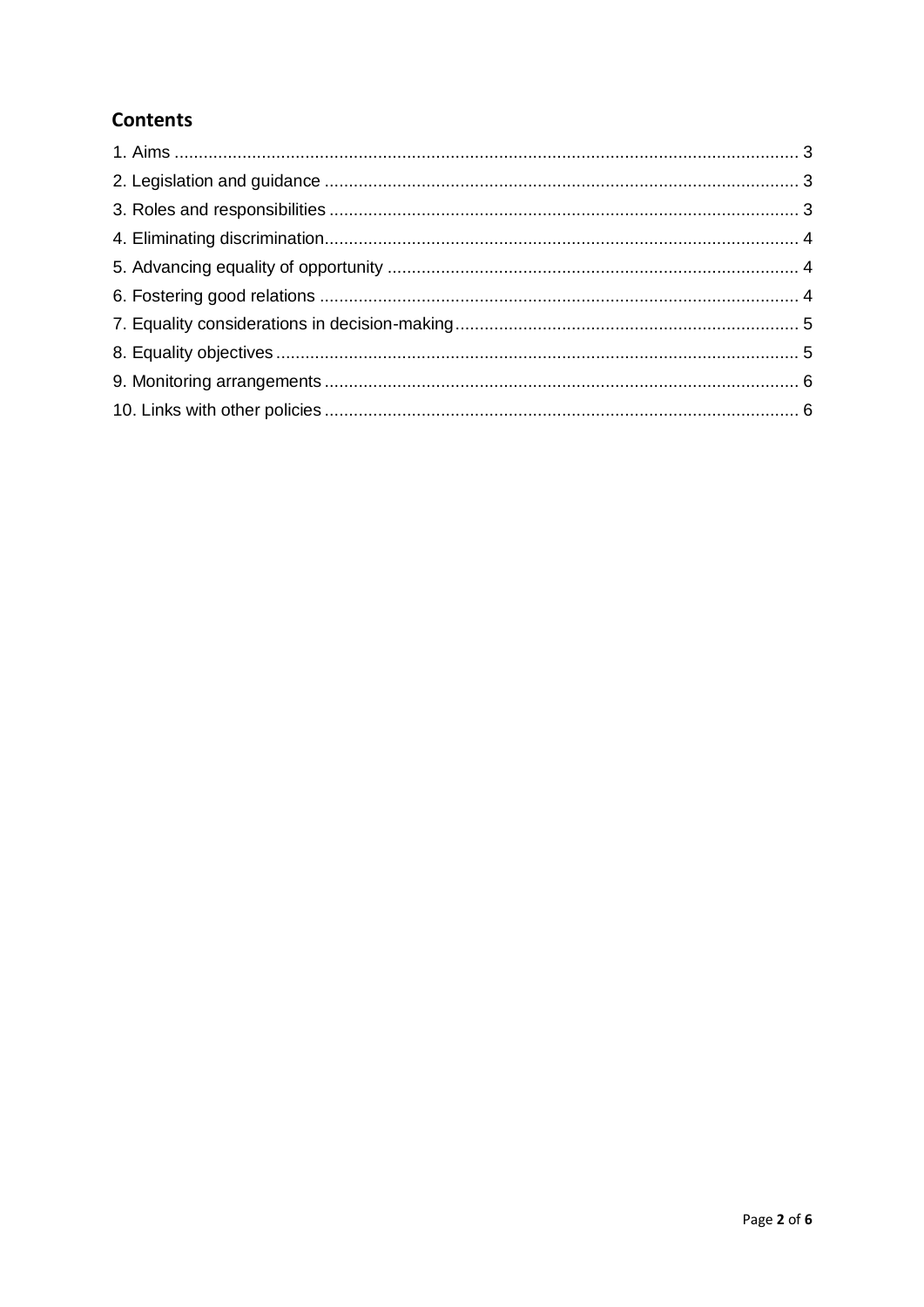## Contents

1. Aims ..... 3
2. Legislation and guidance ..... 3
3. Roles and responsibilities ..... 3
4. Eliminating discrimination ..... 4
5. Advancing equality of opportunity ..... 4
6. Fostering good relations ..... 4
7. Equality considerations in decision-making ..... 5
8. Equality objectives ..... 5
9. Monitoring arrangements ..... 6
10. Links with other policies ..... 6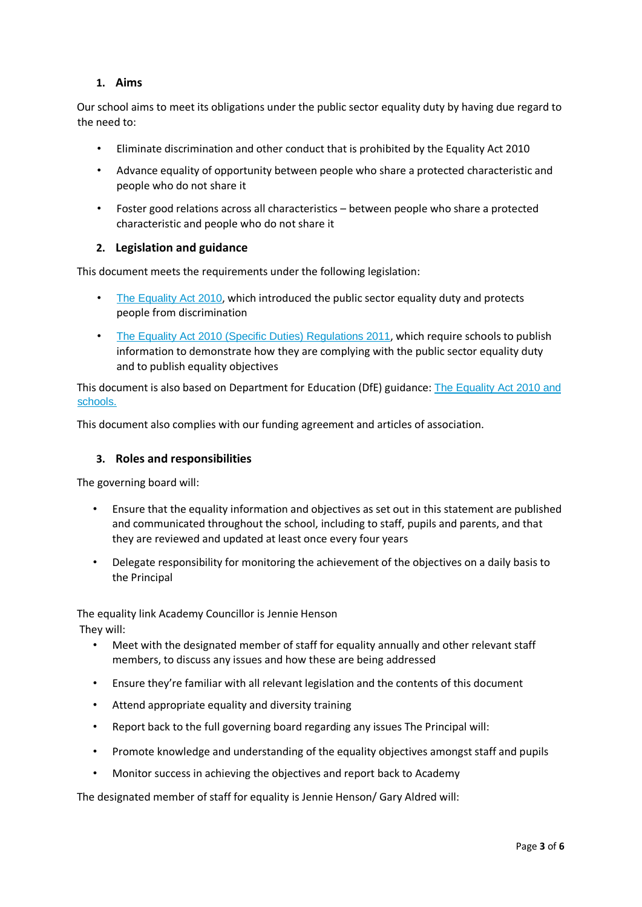## 1. Aims

Our school aims to meet its obligations under the public sector equality duty by having due regard to the need to:

- Eliminate discrimination and other conduct that is prohibited by the Equality Act 2010
- Advance equality of opportunity between people who share a protected characteristic and people who do not share it
- Foster good relations across all characteristics – between people who share a protected characteristic and people who do not share it

## 2. Legislation and guidance

This document meets the requirements under the following legislation:

- The Equality Act 2010, which introduced the public sector equality duty and protects people from discrimination
- The Equality Act 2010 (Specific Duties) Regulations 2011, which require schools to publish information to demonstrate how they are complying with the public sector equality duty and to publish equality objectives

This document is also based on Department for Education (DfE) guidance: The Equality Act 2010 and schools.

This document also complies with our funding agreement and articles of association.

## 3. Roles and responsibilities

The governing board will:

- Ensure that the equality information and objectives as set out in this statement are published and communicated throughout the school, including to staff, pupils and parents, and that they are reviewed and updated at least once every four years
- Delegate responsibility for monitoring the achievement of the objectives on a daily basis to the Principal

The equality link Academy Councillor is Jennie Henson
They will:

- Meet with the designated member of staff for equality annually and other relevant staff members, to discuss any issues and how these are being addressed
- Ensure they're familiar with all relevant legislation and the contents of this document
- Attend appropriate equality and diversity training
- Report back to the full governing board regarding any issues The Principal will:
- Promote knowledge and understanding of the equality objectives amongst staff and pupils
- Monitor success in achieving the objectives and report back to Academy

The designated member of staff for equality is Jennie Henson/ Gary Aldred will: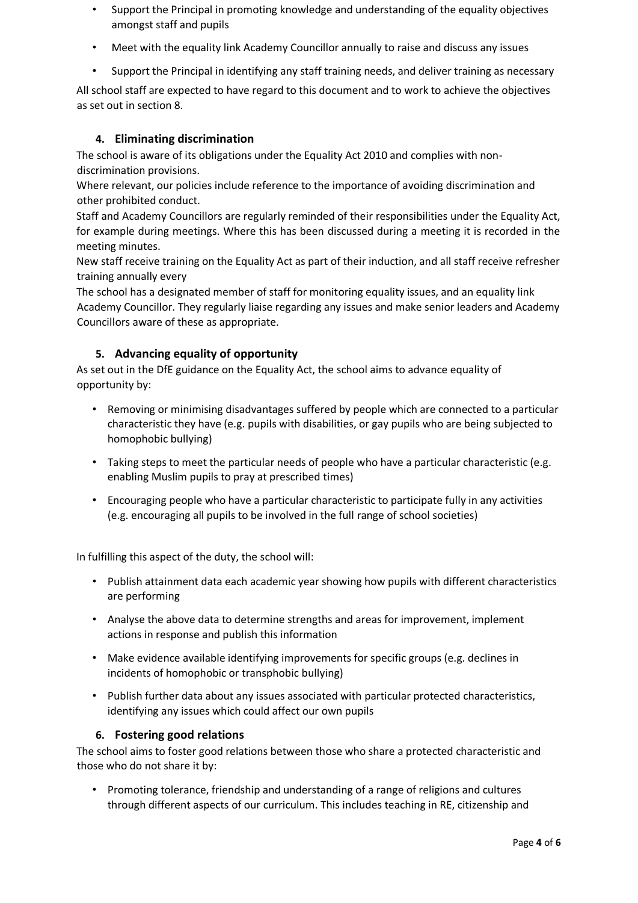- Support the Principal in promoting knowledge and understanding of the equality objectives amongst staff and pupils
- Meet with the equality link Academy Councillor annually to raise and discuss any issues
- Support the Principal in identifying any staff training needs, and deliver training as necessary

All school staff are expected to have regard to this document and to work to achieve the objectives as set out in section 8.

## 4. Eliminating discrimination

The school is aware of its obligations under the Equality Act 2010 and complies with non-discrimination provisions.

Where relevant, our policies include reference to the importance of avoiding discrimination and other prohibited conduct.

Staff and Academy Councillors are regularly reminded of their responsibilities under the Equality Act, for example during meetings. Where this has been discussed during a meeting it is recorded in the meeting minutes.

New staff receive training on the Equality Act as part of their induction, and all staff receive refresher training annually every

The school has a designated member of staff for monitoring equality issues, and an equality link Academy Councillor. They regularly liaise regarding any issues and make senior leaders and Academy Councillors aware of these as appropriate.

## 5. Advancing equality of opportunity

As set out in the DfE guidance on the Equality Act, the school aims to advance equality of opportunity by:

- Removing or minimising disadvantages suffered by people which are connected to a particular characteristic they have (e.g. pupils with disabilities, or gay pupils who are being subjected to homophobic bullying)
- Taking steps to meet the particular needs of people who have a particular characteristic (e.g. enabling Muslim pupils to pray at prescribed times)
- Encouraging people who have a particular characteristic to participate fully in any activities (e.g. encouraging all pupils to be involved in the full range of school societies)

In fulfilling this aspect of the duty, the school will:

- Publish attainment data each academic year showing how pupils with different characteristics are performing
- Analyse the above data to determine strengths and areas for improvement, implement actions in response and publish this information
- Make evidence available identifying improvements for specific groups (e.g. declines in incidents of homophobic or transphobic bullying)
- Publish further data about any issues associated with particular protected characteristics, identifying any issues which could affect our own pupils

## 6. Fostering good relations

The school aims to foster good relations between those who share a protected characteristic and those who do not share it by:

- Promoting tolerance, friendship and understanding of a range of religions and cultures through different aspects of our curriculum. This includes teaching in RE, citizenship and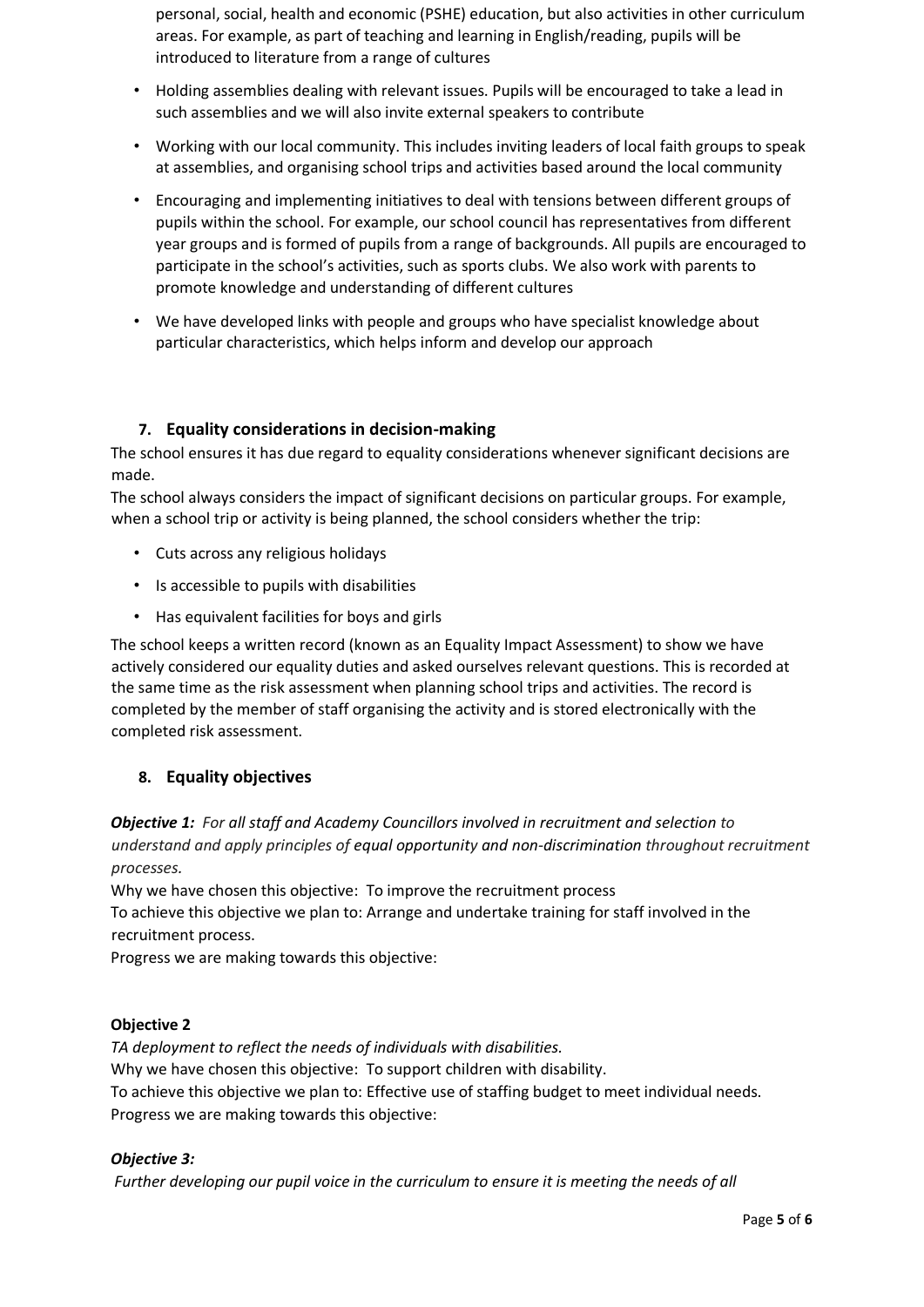personal, social, health and economic (PSHE) education, but also activities in other curriculum areas. For example, as part of teaching and learning in English/reading, pupils will be introduced to literature from a range of cultures

- Holding assemblies dealing with relevant issues. Pupils will be encouraged to take a lead in such assemblies and we will also invite external speakers to contribute
- Working with our local community. This includes inviting leaders of local faith groups to speak at assemblies, and organising school trips and activities based around the local community
- Encouraging and implementing initiatives to deal with tensions between different groups of pupils within the school. For example, our school council has representatives from different year groups and is formed of pupils from a range of backgrounds. All pupils are encouraged to participate in the school's activities, such as sports clubs. We also work with parents to promote knowledge and understanding of different cultures
- We have developed links with people and groups who have specialist knowledge about particular characteristics, which helps inform and develop our approach

## 7. Equality considerations in decision-making

The school ensures it has due regard to equality considerations whenever significant decisions are made.

The school always considers the impact of significant decisions on particular groups. For example, when a school trip or activity is being planned, the school considers whether the trip:

- Cuts across any religious holidays
- Is accessible to pupils with disabilities
- Has equivalent facilities for boys and girls

The school keeps a written record (known as an Equality Impact Assessment) to show we have actively considered our equality duties and asked ourselves relevant questions. This is recorded at the same time as the risk assessment when planning school trips and activities. The record is completed by the member of staff organising the activity and is stored electronically with the completed risk assessment.

## 8. Equality objectives

***Objective 1:*** *For all staff and Academy Councillors involved in recruitment and selection to understand and apply principles of equal opportunity and non-discrimination throughout recruitment processes.*

Why we have chosen this objective: To improve the recruitment process

To achieve this objective we plan to: Arrange and undertake training for staff involved in the recruitment process.

Progress we are making towards this objective:

**Objective 2**

*TA deployment to reflect the needs of individuals with disabilities.*

Why we have chosen this objective: To support children with disability.

To achieve this objective we plan to: Effective use of staffing budget to meet individual needs.

Progress we are making towards this objective:

***Objective 3:***

*Further developing our pupil voice in the curriculum to ensure it is meeting the needs of all*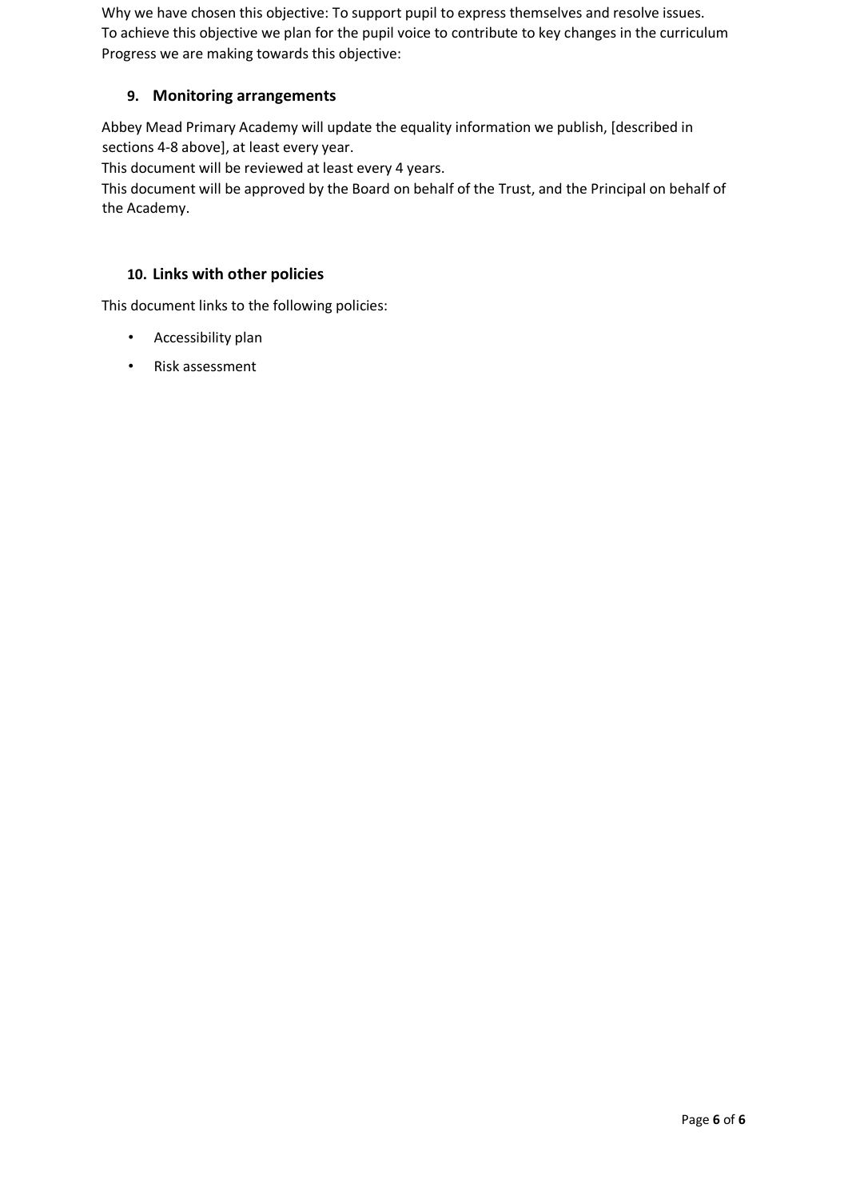Why we have chosen this objective: To support pupil to express themselves and resolve issues.
To achieve this objective we plan for the pupil voice to contribute to key changes in the curriculum
Progress we are making towards this objective:

## 9. Monitoring arrangements

Abbey Mead Primary Academy will update the equality information we publish, [described in sections 4-8 above], at least every year.
This document will be reviewed at least every 4 years.
This document will be approved by the Board on behalf of the Trust, and the Principal on behalf of the Academy.

## 10. Links with other policies

This document links to the following policies:

- Accessibility plan
- Risk assessment